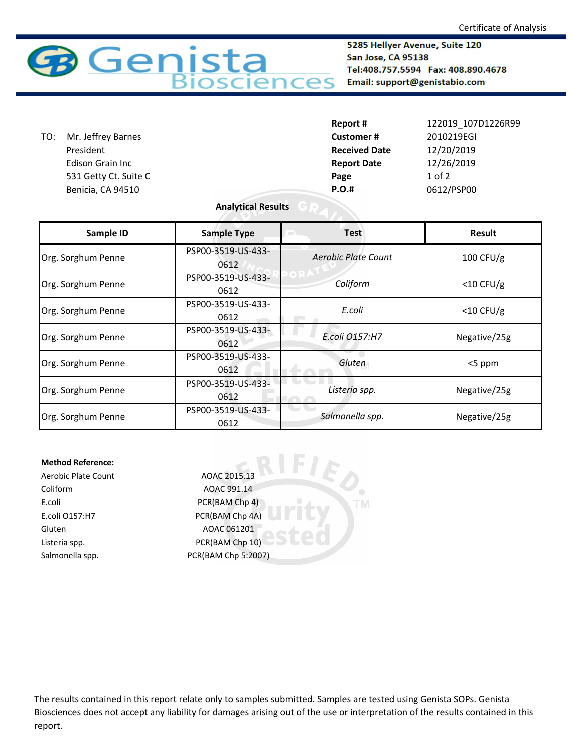Certificate of Analysis

**Genista Biosciences**

5285 Hellyer Avenue, Suite 120
San Jose, CA 95138
Tel:408.757.5594 Fax: 408.890.4678
Email: support@genistabio.com

TO: Mr. Jeffrey Barnes
President
Edison Grain Inc
531 Getty Ct. Suite C
Benicia, CA 94510

| | |
|---|---|
| **Report #** | 122019_107D1226R99 |
| **Customer #** | 2010219EGI |
| **Received Date** | 12/20/2019 |
| **Report Date** | 12/26/2019 |
| **Page** | 1 of 2 |
| **P.O.#** | 0612/PSP00 |

**Analytical Results**

| Sample ID | Sample Type | Test | Result |
|---|---|---|---|
| Org. Sorghum Penne | PSP00-3519-US-433-0612 | *Aerobic Plate Count* | 100 CFU/g |
| Org. Sorghum Penne | PSP00-3519-US-433-0612 | *Coliform* | <10 CFU/g |
| Org. Sorghum Penne | PSP00-3519-US-433-0612 | *E.coli* | <10 CFU/g |
| Org. Sorghum Penne | PSP00-3519-US-433-0612 | *E.coli O157:H7* | Negative/25g |
| Org. Sorghum Penne | PSP00-3519-US-433-0612 | *Gluten* | <5 ppm |
| Org. Sorghum Penne | PSP00-3519-US-433-0612 | *Listeria spp.* | Negative/25g |
| Org. Sorghum Penne | PSP00-3519-US-433-0612 | *Salmonella spp.* | Negative/25g |

**Method Reference:**

| | |
|---|---|
| Aerobic Plate Count | AOAC 2015.13 |
| Coliform | AOAC 991.14 |
| E.coli | PCR(BAM Chp 4) |
| E.coli O157:H7 | PCR(BAM Chp 4A) |
| Gluten | AOAC 061201 |
| Listeria spp. | PCR(BAM Chp 10) |
| Salmonella spp. | PCR(BAM Chp 5:2007) |

The results contained in this report relate only to samples submitted. Samples are tested using Genista SOPs. Genista Biosciences does not accept any liability for damages arising out of the use or interpretation of the results contained in this report.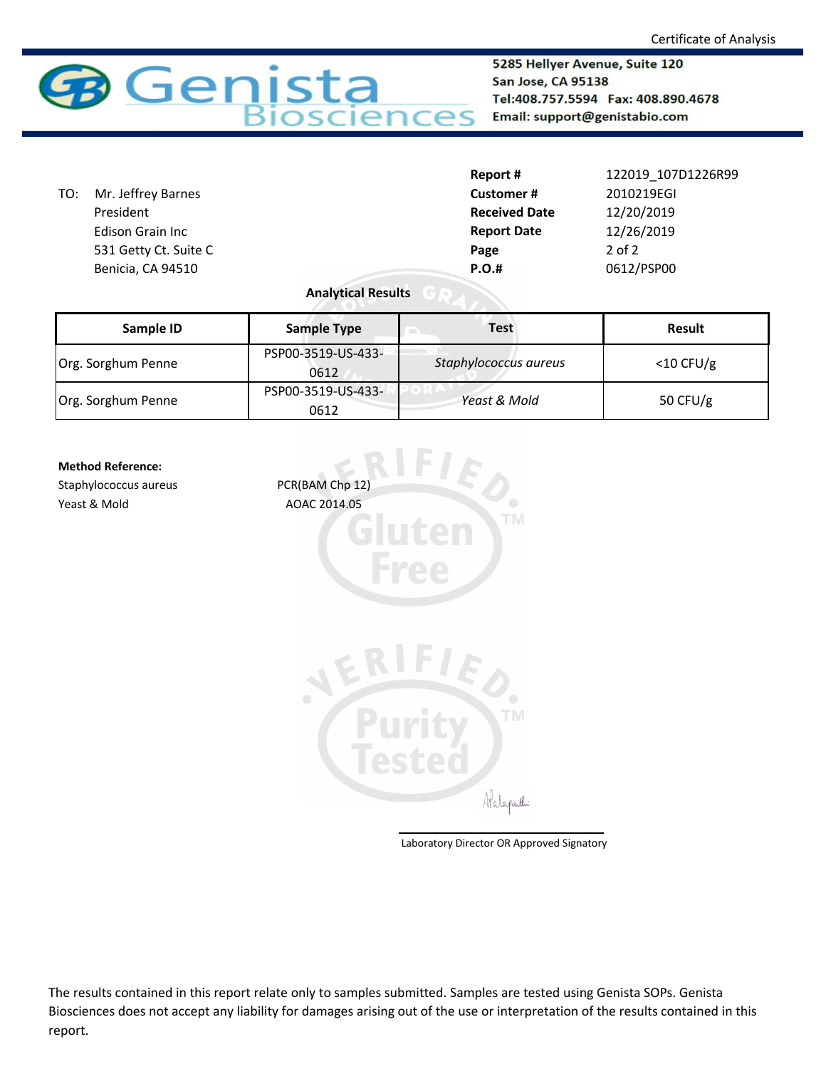Certificate of Analysis

**Genista Biosciences**

**5285 Hellyer Avenue, Suite 120**
**San Jose, CA 95138**
**Tel:408.757.5594 Fax: 408.890.4678**
**Email: support@genistabio.com**

TO: Mr. Jeffrey Barnes
President
Edison Grain Inc
531 Getty Ct. Suite C
Benicia, CA 94510

| | |
|---|---|
| **Report #** | 122019_107D1226R99 |
| **Customer #** | 2010219EGI |
| **Received Date** | 12/20/2019 |
| **Report Date** | 12/26/2019 |
| **Page** | 2 of 2 |
| **P.O.#** | 0612/PSP00 |

**Analytical Results**

| Sample ID | Sample Type | Test | Result |
|---|---|---|---|
| Org. Sorghum Penne | PSP00-3519-US-433-0612 | *Staphylococcus aureus* | <10 CFU/g |
| Org. Sorghum Penne | PSP00-3519-US-433-0612 | *Yeast & Mold* | 50 CFU/g |

**Method Reference:**

| | |
|---|---|
| Staphylococcus aureus | PCR(BAM Chp 12) |
| Yeast & Mold | AOAC 2014.05 |

Laboratory Director OR Approved Signatory

The results contained in this report relate only to samples submitted. Samples are tested using Genista SOPs. Genista Biosciences does not accept any liability for damages arising out of the use or interpretation of the results contained in this report.